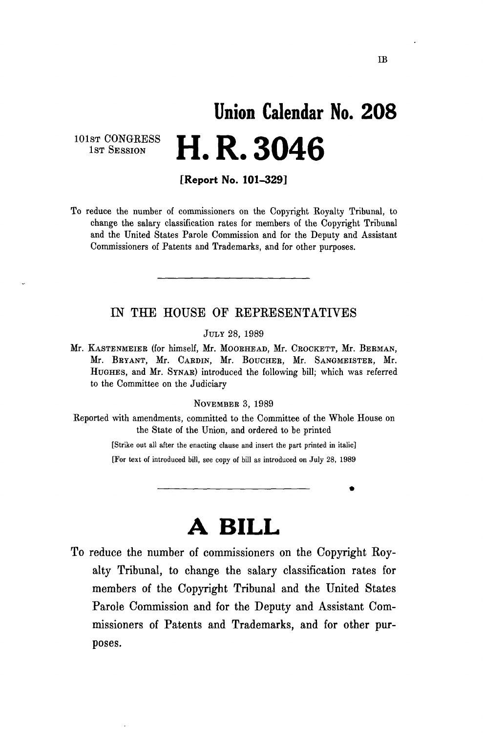IB

# Union Calendar No. 208

101ST CONGRESS
1ST SESSION

# H. R. 3046

**[Report No. 101–329]**

To reduce the number of commissioners on the Copyright Royalty Tribunal, to change the salary classification rates for members of the Copyright Tribunal and the United States Parole Commission and for the Deputy and Assistant Commissioners of Patents and Trademarks, and for other purposes.

---

IN THE HOUSE OF REPRESENTATIVES

JULY 28, 1989

Mr. KASTENMEIER (for himself, Mr. MOORHEAD, Mr. CROCKETT, Mr. BERMAN, Mr. BRYANT, Mr. CARDIN, Mr. BOUCHER, Mr. SANGMEISTER, Mr. HUGHES, and Mr. SYNAR) introduced the following bill; which was referred to the Committee on the Judiciary

NOVEMBER 3, 1989

Reported with amendments, committed to the Committee of the Whole House on the State of the Union, and ordered to be printed

[Strike out all after the enacting clause and insert the part printed in italic]

[For text of introduced bill, see copy of bill as introduced on July 28, 1989

---

# A BILL

To reduce the number of commissioners on the Copyright Royalty Tribunal, to change the salary classification rates for members of the Copyright Tribunal and the United States Parole Commission and for the Deputy and Assistant Commissioners of Patents and Trademarks, and for other purposes.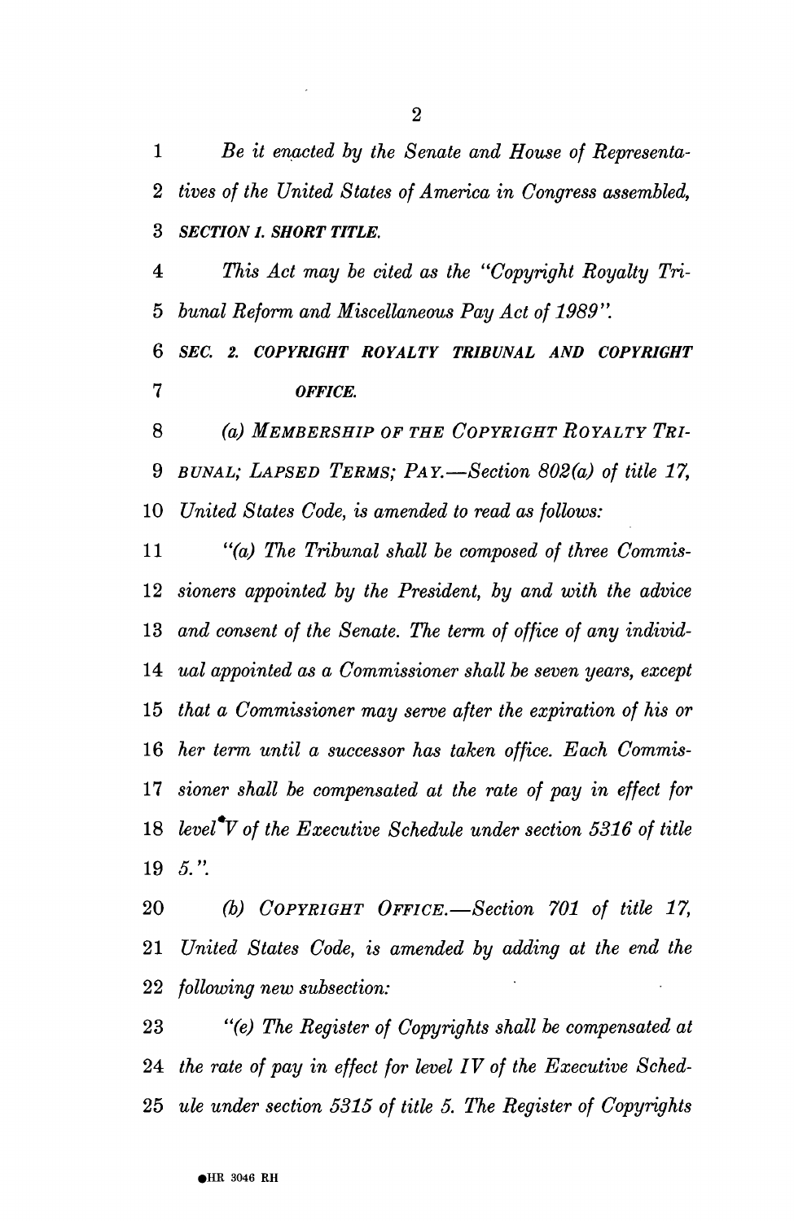*Be it enacted by the Senate and House of Representatives of the United States of America in Congress assembled,*

***SECTION 1. SHORT TITLE.***

*This Act may be cited as the "Copyright Royalty Tribunal Reform and Miscellaneous Pay Act of 1989".*

***SEC. 2. COPYRIGHT ROYALTY TRIBUNAL AND COPYRIGHT OFFICE.***

*(a) MEMBERSHIP OF THE COPYRIGHT ROYALTY TRIBUNAL; LAPSED TERMS; PAY.—Section 802(a) of title 17, United States Code, is amended to read as follows:*

*"(a) The Tribunal shall be composed of three Commissioners appointed by the President, by and with the advice and consent of the Senate. The term of office of any individual appointed as a Commissioner shall be seven years, except that a Commissioner may serve after the expiration of his or her term until a successor has taken office. Each Commissioner shall be compensated at the rate of pay in effect for level V of the Executive Schedule under section 5316 of title 5.".*

*(b) COPYRIGHT OFFICE.—Section 701 of title 17, United States Code, is amended by adding at the end the following new subsection:*

*"(e) The Register of Copyrights shall be compensated at the rate of pay in effect for level IV of the Executive Schedule under section 5315 of title 5. The Register of Copyrights*

•HR 3046 RH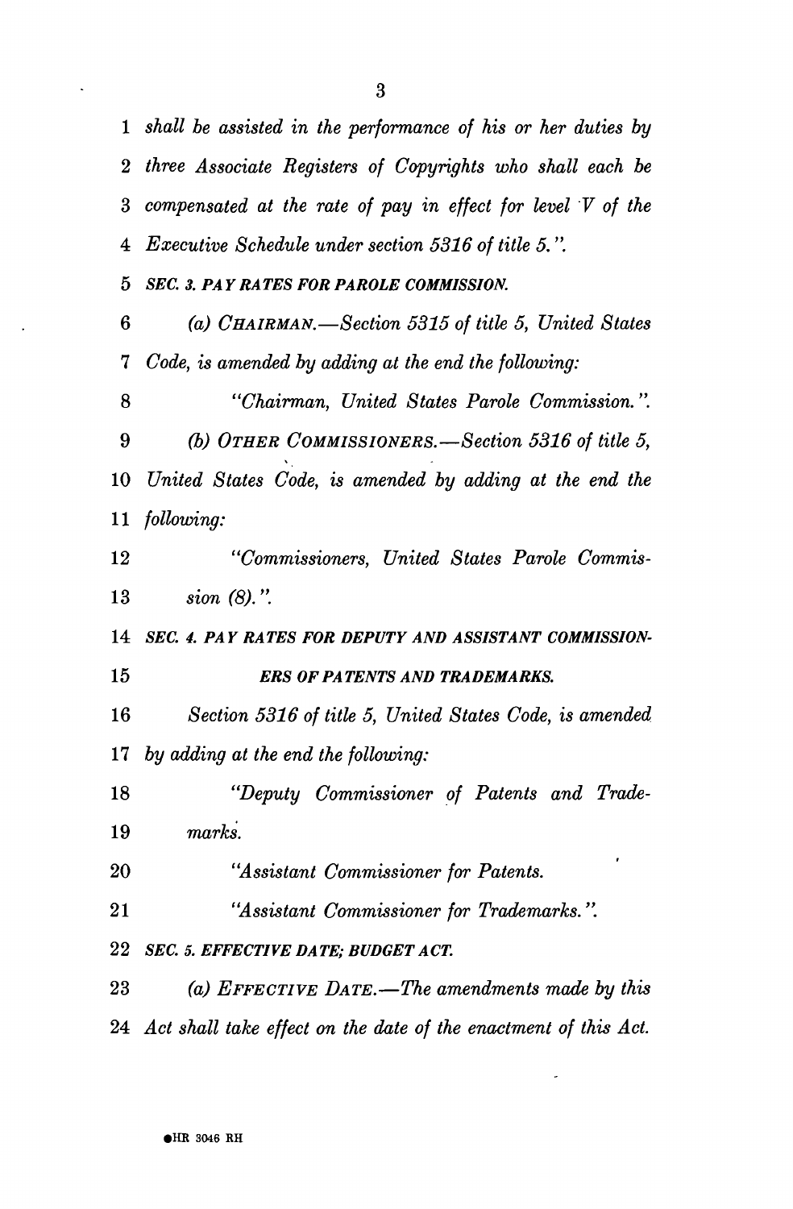*shall be assisted in the performance of his or her duties by three Associate Registers of Copyrights who shall each be compensated at the rate of pay in effect for level V of the Executive Schedule under section 5316 of title 5.".*

***SEC. 3. PAY RATES FOR PAROLE COMMISSION.***

*(a) CHAIRMAN.—Section 5315 of title 5, United States Code, is amended by adding at the end the following:*

*"Chairman, United States Parole Commission.".*

*(b) OTHER COMMISSIONERS.—Section 5316 of title 5, United States Code, is amended by adding at the end the following:*

*"Commissioners, United States Parole Commission (8).".*

***SEC. 4. PAY RATES FOR DEPUTY AND ASSISTANT COMMISSIONERS OF PATENTS AND TRADEMARKS.***

*Section 5316 of title 5, United States Code, is amended by adding at the end the following:*

*"Deputy Commissioner of Patents and Trademarks.*

*"Assistant Commissioner for Patents.*

*"Assistant Commissioner for Trademarks.".*

***SEC. 5. EFFECTIVE DATE; BUDGET ACT.***

*(a) EFFECTIVE DATE.—The amendments made by this Act shall take effect on the date of the enactment of this Act.*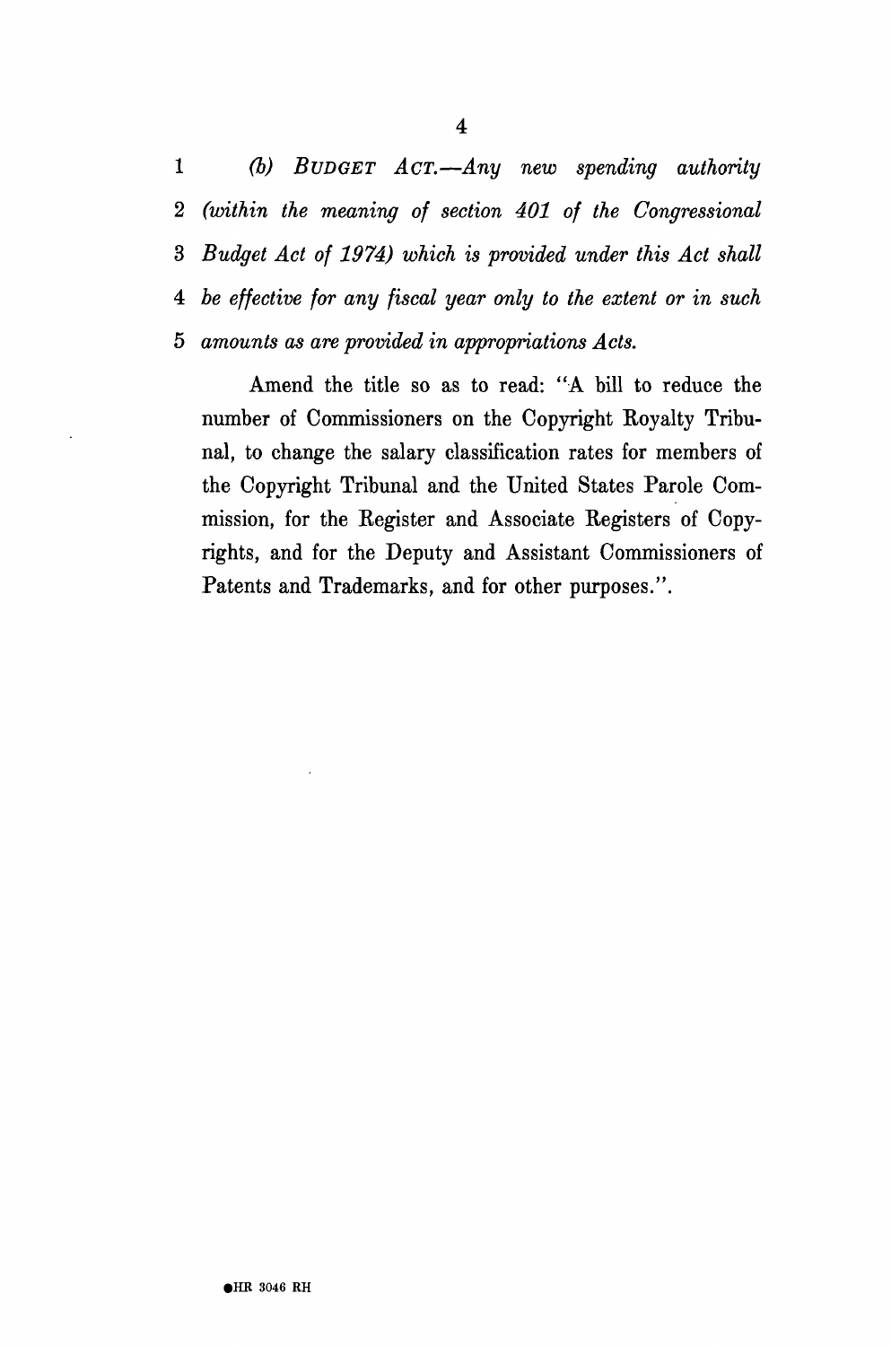*(b) BUDGET ACT.—Any new spending authority (within the meaning of section 401 of the Congressional Budget Act of 1974) which is provided under this Act shall be effective for any fiscal year only to the extent or in such amounts as are provided in appropriations Acts.*

Amend the title so as to read: "A bill to reduce the number of Commissioners on the Copyright Royalty Tribunal, to change the salary classification rates for members of the Copyright Tribunal and the United States Parole Commission, for the Register and Associate Registers of Copyrights, and for the Deputy and Assistant Commissioners of Patents and Trademarks, and for other purposes.".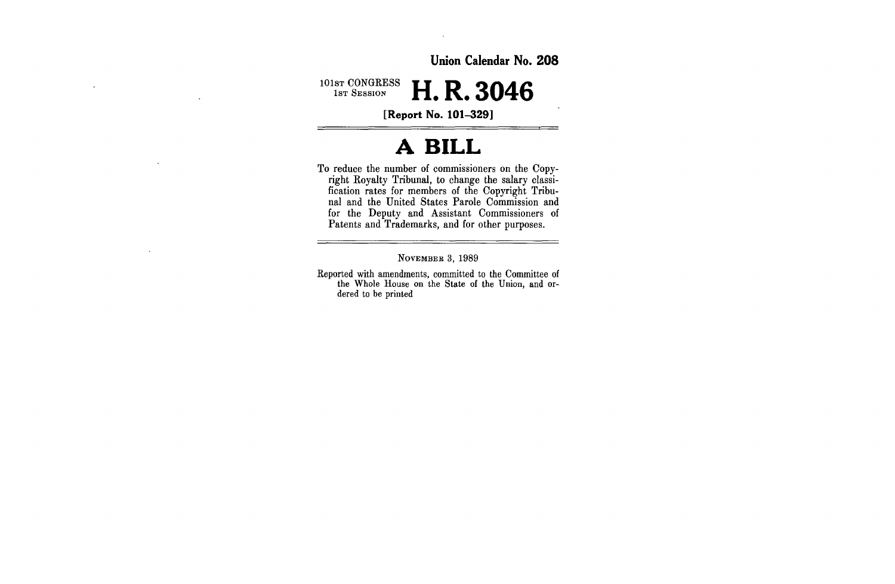**Union Calendar No. 208**

101ST CONGRESS
1ST SESSION

# H. R. 3046

**[Report No. 101–329]**

---

# A BILL

To reduce the number of commissioners on the Copyright Royalty Tribunal, to change the salary classification rates for members of the Copyright Tribunal and the United States Parole Commission and for the Deputy and Assistant Commissioners of Patents and Trademarks, and for other purposes.

---

NOVEMBER 3, 1989

Reported with amendments, committed to the Committee of the Whole House on the State of the Union, and ordered to be printed